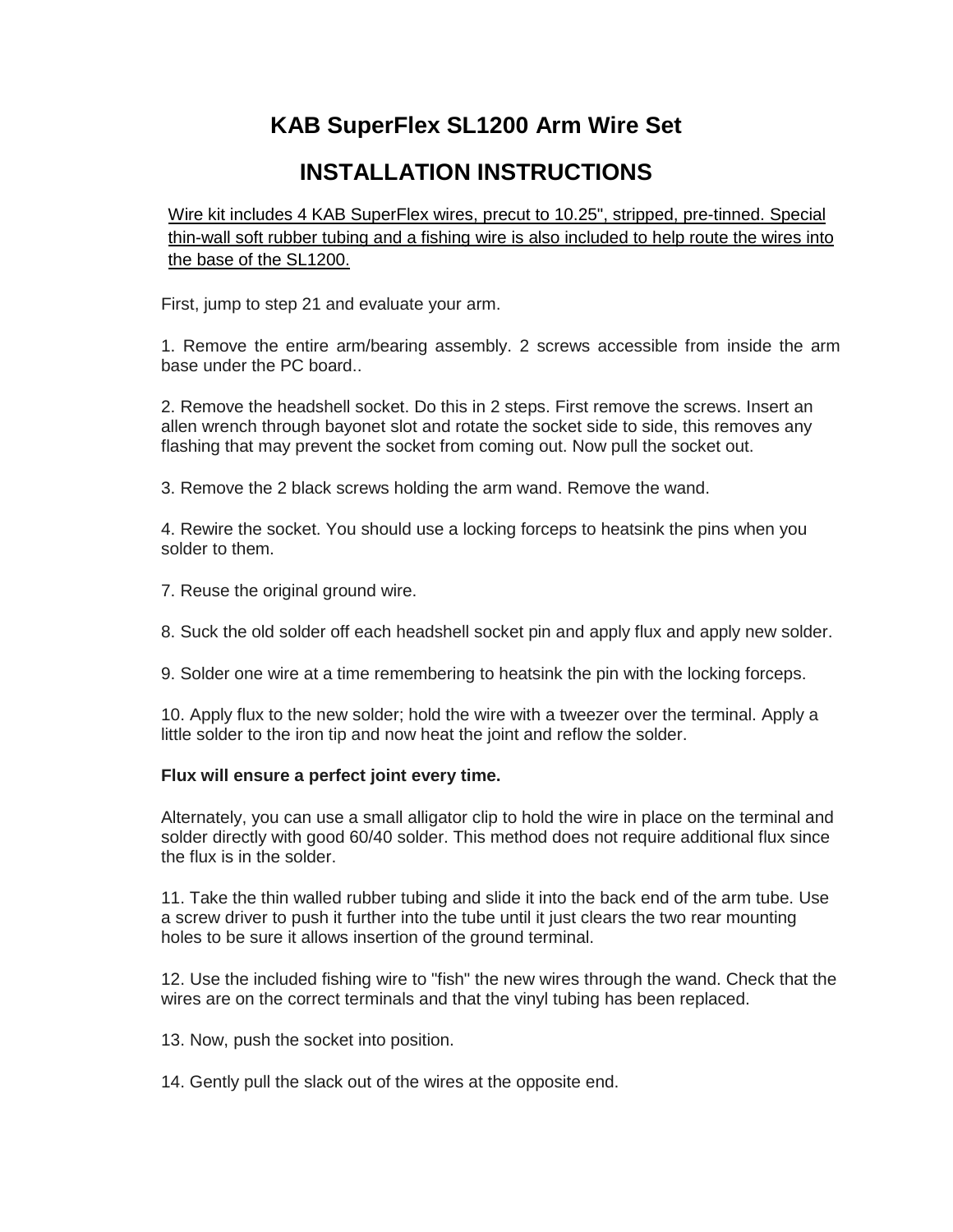# KAB SuperFlex SL1200 Arm Wire Set

## INSTALLATION INSTRUCTIONS

Wire kit includes 4 KAB SuperFlex wires, precut to 10.25", stripped, pre-tinned. Special thin-wall soft rubber tubing and a fishing wire is also included to help route the wires into the base of the SL1200.

First, jump to step 21 and evaluate your arm.

1. Remove the entire arm/bearing assembly. 2 screws accessible from inside the arm base under the PC board..

2. Remove the headshell socket. Do this in 2 steps. First remove the screws. Insert an allen wrench through bayonet slot and rotate the socket side to side, this removes any flashing that may prevent the socket from coming out. Now pull the socket out.

3. Remove the 2 black screws holding the arm wand. Remove the wand.

4. Rewire the socket. You should use a locking forceps to heatsink the pins when you solder to them.

7. Reuse the original ground wire.

8. Suck the old solder off each headshell socket pin and apply flux and apply new solder.

9. Solder one wire at a time remembering to heatsink the pin with the locking forceps.

10. Apply flux to the new solder; hold the wire with a tweezer over the terminal. Apply a little solder to the iron tip and now heat the joint and reflow the solder.

**Flux will ensure a perfect joint every time.**

Alternately, you can use a small alligator clip to hold the wire in place on the terminal and solder directly with good 60/40 solder. This method does not require additional flux since the flux is in the solder.

11. Take the thin walled rubber tubing and slide it into the back end of the arm tube. Use a screw driver to push it further into the tube until it just clears the two rear mounting holes to be sure it allows insertion of the ground terminal.

12. Use the included fishing wire to "fish" the new wires through the wand. Check that the wires are on the correct terminals and that the vinyl tubing has been replaced.

13. Now, push the socket into position.

14. Gently pull the slack out of the wires at the opposite end.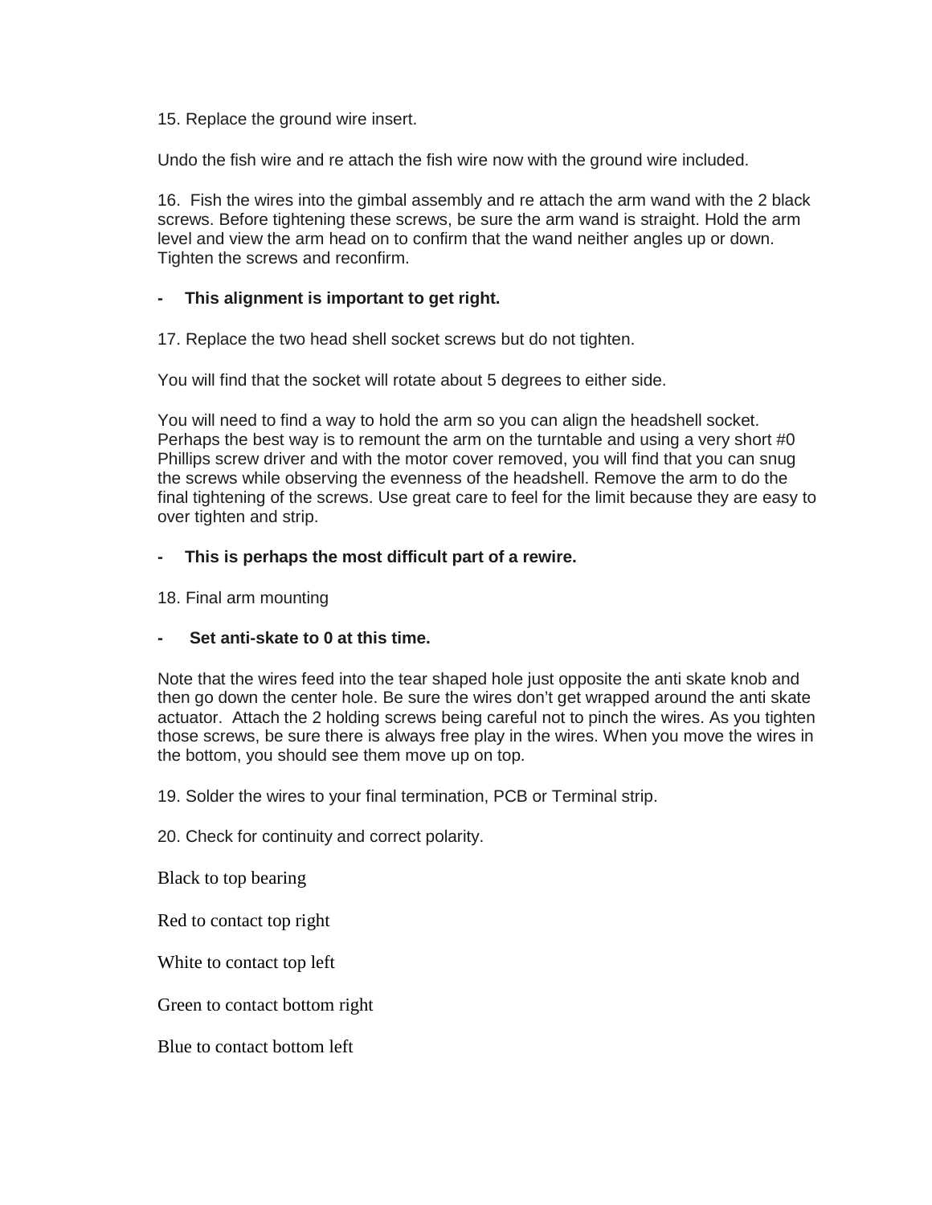15. Replace the ground wire insert.

Undo the fish wire and re attach the fish wire now with the ground wire included.

16. Fish the wires into the gimbal assembly and re attach the arm wand with the 2 black screws. Before tightening these screws, be sure the arm wand is straight. Hold the arm level and view the arm head on to confirm that the wand neither angles up or down. Tighten the screws and reconfirm.

- **This alignment is important to get right.**

17. Replace the two head shell socket screws but do not tighten.

You will find that the socket will rotate about 5 degrees to either side.

You will need to find a way to hold the arm so you can align the headshell socket. Perhaps the best way is to remount the arm on the turntable and using a very short #0 Phillips screw driver and with the motor cover removed, you will find that you can snug the screws while observing the evenness of the headshell. Remove the arm to do the final tightening of the screws. Use great care to feel for the limit because they are easy to over tighten and strip.

- **This is perhaps the most difficult part of a rewire.**

18. Final arm mounting

- **Set anti-skate to 0 at this time.**

Note that the wires feed into the tear shaped hole just opposite the anti skate knob and then go down the center hole. Be sure the wires don't get wrapped around the anti skate actuator. Attach the 2 holding screws being careful not to pinch the wires. As you tighten those screws, be sure there is always free play in the wires. When you move the wires in the bottom, you should see them move up on top.

19. Solder the wires to your final termination, PCB or Terminal strip.

20. Check for continuity and correct polarity.

Black to top bearing

Red to contact top right

White to contact top left

Green to contact bottom right

Blue to contact bottom left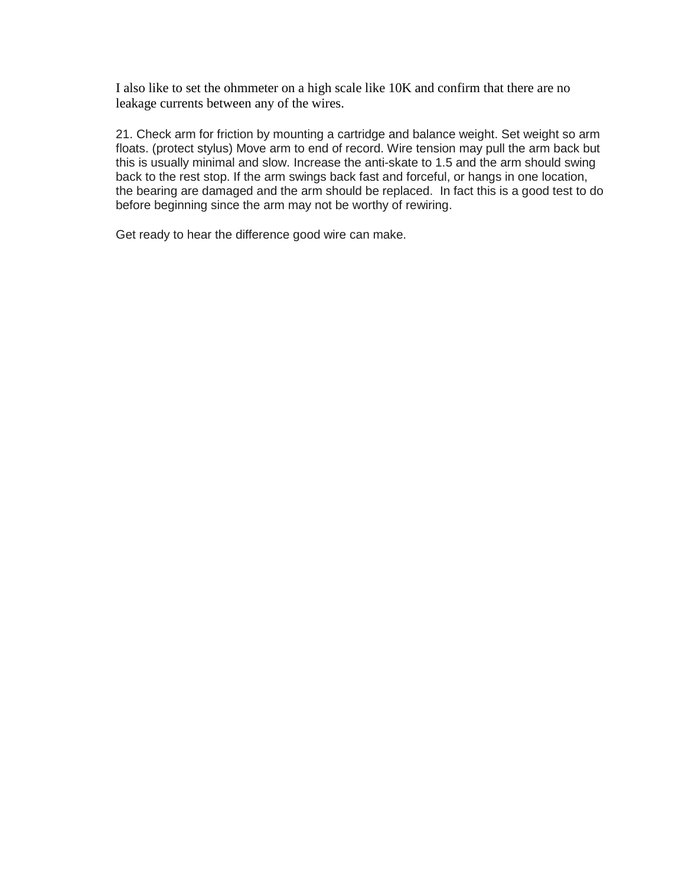I also like to set the ohmmeter on a high scale like 10K and confirm that there are no leakage currents between any of the wires.

21. Check arm for friction by mounting a cartridge and balance weight. Set weight so arm floats. (protect stylus) Move arm to end of record. Wire tension may pull the arm back but this is usually minimal and slow. Increase the anti-skate to 1.5 and the arm should swing back to the rest stop. If the arm swings back fast and forceful, or hangs in one location, the bearing are damaged and the arm should be replaced. In fact this is a good test to do before beginning since the arm may not be worthy of rewiring.

Get ready to hear the difference good wire can make.